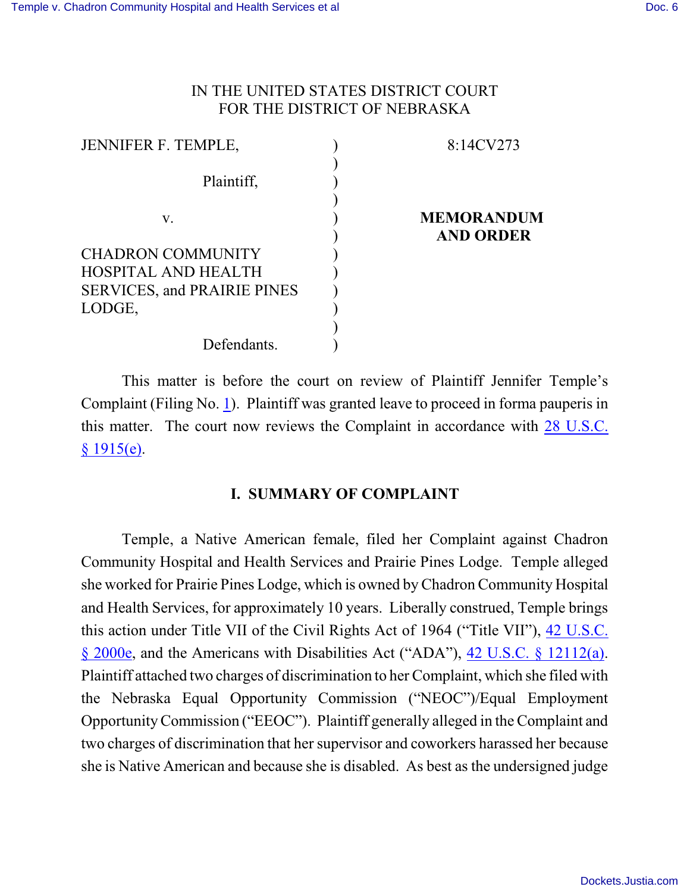IN THE UNITED STATES DISTRICT COURT
FOR THE DISTRICT OF NEBRASKA

| | | |
|---|---|---|
| JENNIFER F. TEMPLE, Plaintiff, | ) | 8:14CV273 |
| v. | ) | **MEMORANDUM AND ORDER** |
| CHADRON COMMUNITY HOSPITAL AND HEALTH SERVICES, and PRAIRIE PINES LODGE, Defendants. | ) | |

This matter is before the court on review of Plaintiff Jennifer Temple's Complaint (Filing No. 1). Plaintiff was granted leave to proceed in forma pauperis in this matter. The court now reviews the Complaint in accordance with 28 U.S.C. § 1915(e).

## I. SUMMARY OF COMPLAINT

Temple, a Native American female, filed her Complaint against Chadron Community Hospital and Health Services and Prairie Pines Lodge. Temple alleged she worked for Prairie Pines Lodge, which is owned by Chadron Community Hospital and Health Services, for approximately 10 years. Liberally construed, Temple brings this action under Title VII of the Civil Rights Act of 1964 ("Title VII"), 42 U.S.C. § 2000e, and the Americans with Disabilities Act ("ADA"), 42 U.S.C. § 12112(a). Plaintiff attached two charges of discrimination to her Complaint, which she filed with the Nebraska Equal Opportunity Commission ("NEOC")/Equal Employment Opportunity Commission ("EEOC"). Plaintiff generally alleged in the Complaint and two charges of discrimination that her supervisor and coworkers harassed her because she is Native American and because she is disabled. As best as the undersigned judge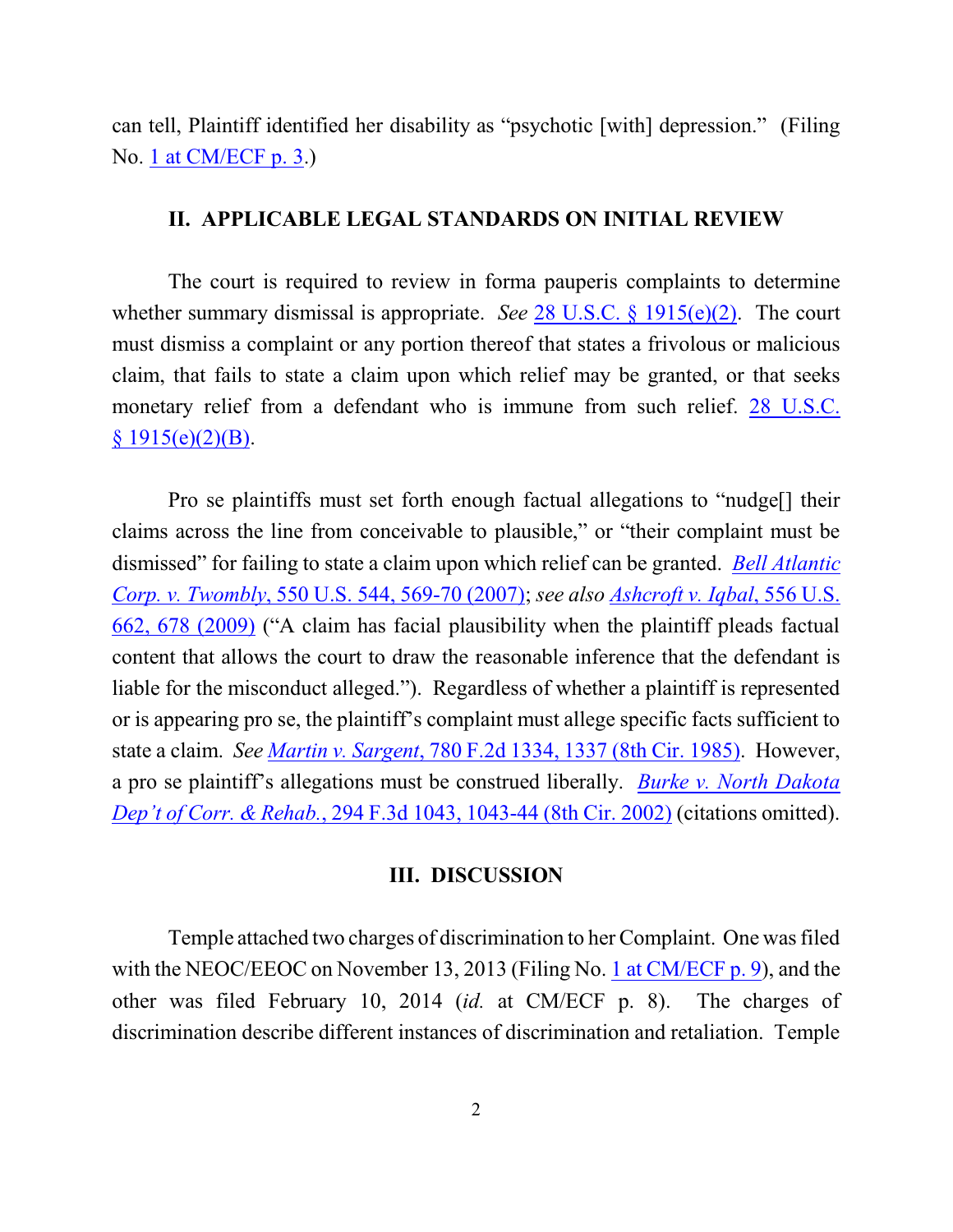can tell, Plaintiff identified her disability as "psychotic [with] depression." (Filing No. 1 at CM/ECF p. 3.)

## II. APPLICABLE LEGAL STANDARDS ON INITIAL REVIEW

The court is required to review in forma pauperis complaints to determine whether summary dismissal is appropriate. *See* 28 U.S.C. § 1915(e)(2). The court must dismiss a complaint or any portion thereof that states a frivolous or malicious claim, that fails to state a claim upon which relief may be granted, or that seeks monetary relief from a defendant who is immune from such relief. 28 U.S.C. § 1915(e)(2)(B).

Pro se plaintiffs must set forth enough factual allegations to "nudge[] their claims across the line from conceivable to plausible," or "their complaint must be dismissed" for failing to state a claim upon which relief can be granted. *Bell Atlantic Corp. v. Twombly*, 550 U.S. 544, 569-70 (2007); *see also Ashcroft v. Iqbal*, 556 U.S. 662, 678 (2009) ("A claim has facial plausibility when the plaintiff pleads factual content that allows the court to draw the reasonable inference that the defendant is liable for the misconduct alleged."). Regardless of whether a plaintiff is represented or is appearing pro se, the plaintiff's complaint must allege specific facts sufficient to state a claim. *See Martin v. Sargent*, 780 F.2d 1334, 1337 (8th Cir. 1985). However, a pro se plaintiff's allegations must be construed liberally. *Burke v. North Dakota Dep't of Corr. & Rehab.*, 294 F.3d 1043, 1043-44 (8th Cir. 2002) (citations omitted).

## III. DISCUSSION

Temple attached two charges of discrimination to her Complaint. One was filed with the NEOC/EEOC on November 13, 2013 (Filing No. 1 at CM/ECF p. 9), and the other was filed February 10, 2014 (*id.* at CM/ECF p. 8). The charges of discrimination describe different instances of discrimination and retaliation. Temple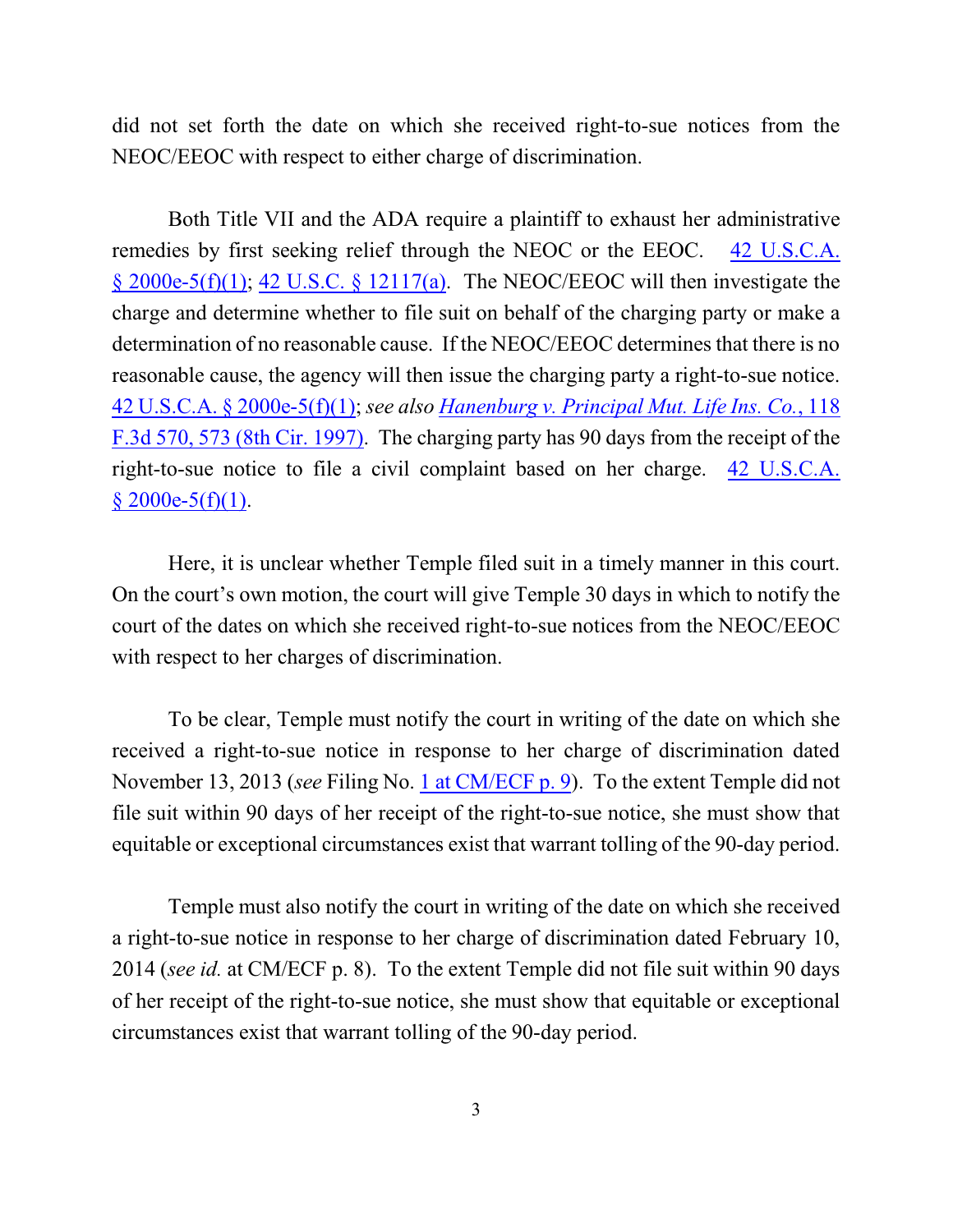did not set forth the date on which she received right-to-sue notices from the NEOC/EEOC with respect to either charge of discrimination.

Both Title VII and the ADA require a plaintiff to exhaust her administrative remedies by first seeking relief through the NEOC or the EEOC. 42 U.S.C.A. § 2000e-5(f)(1); 42 U.S.C. § 12117(a). The NEOC/EEOC will then investigate the charge and determine whether to file suit on behalf of the charging party or make a determination of no reasonable cause. If the NEOC/EEOC determines that there is no reasonable cause, the agency will then issue the charging party a right-to-sue notice. 42 U.S.C.A. § 2000e-5(f)(1); *see also Hanenburg v. Principal Mut. Life Ins. Co.*, 118 F.3d 570, 573 (8th Cir. 1997). The charging party has 90 days from the receipt of the right-to-sue notice to file a civil complaint based on her charge. 42 U.S.C.A. § 2000e-5(f)(1).

Here, it is unclear whether Temple filed suit in a timely manner in this court. On the court's own motion, the court will give Temple 30 days in which to notify the court of the dates on which she received right-to-sue notices from the NEOC/EEOC with respect to her charges of discrimination.

To be clear, Temple must notify the court in writing of the date on which she received a right-to-sue notice in response to her charge of discrimination dated November 13, 2013 (*see* Filing No. 1 at CM/ECF p. 9). To the extent Temple did not file suit within 90 days of her receipt of the right-to-sue notice, she must show that equitable or exceptional circumstances exist that warrant tolling of the 90-day period.

Temple must also notify the court in writing of the date on which she received a right-to-sue notice in response to her charge of discrimination dated February 10, 2014 (*see id.* at CM/ECF p. 8). To the extent Temple did not file suit within 90 days of her receipt of the right-to-sue notice, she must show that equitable or exceptional circumstances exist that warrant tolling of the 90-day period.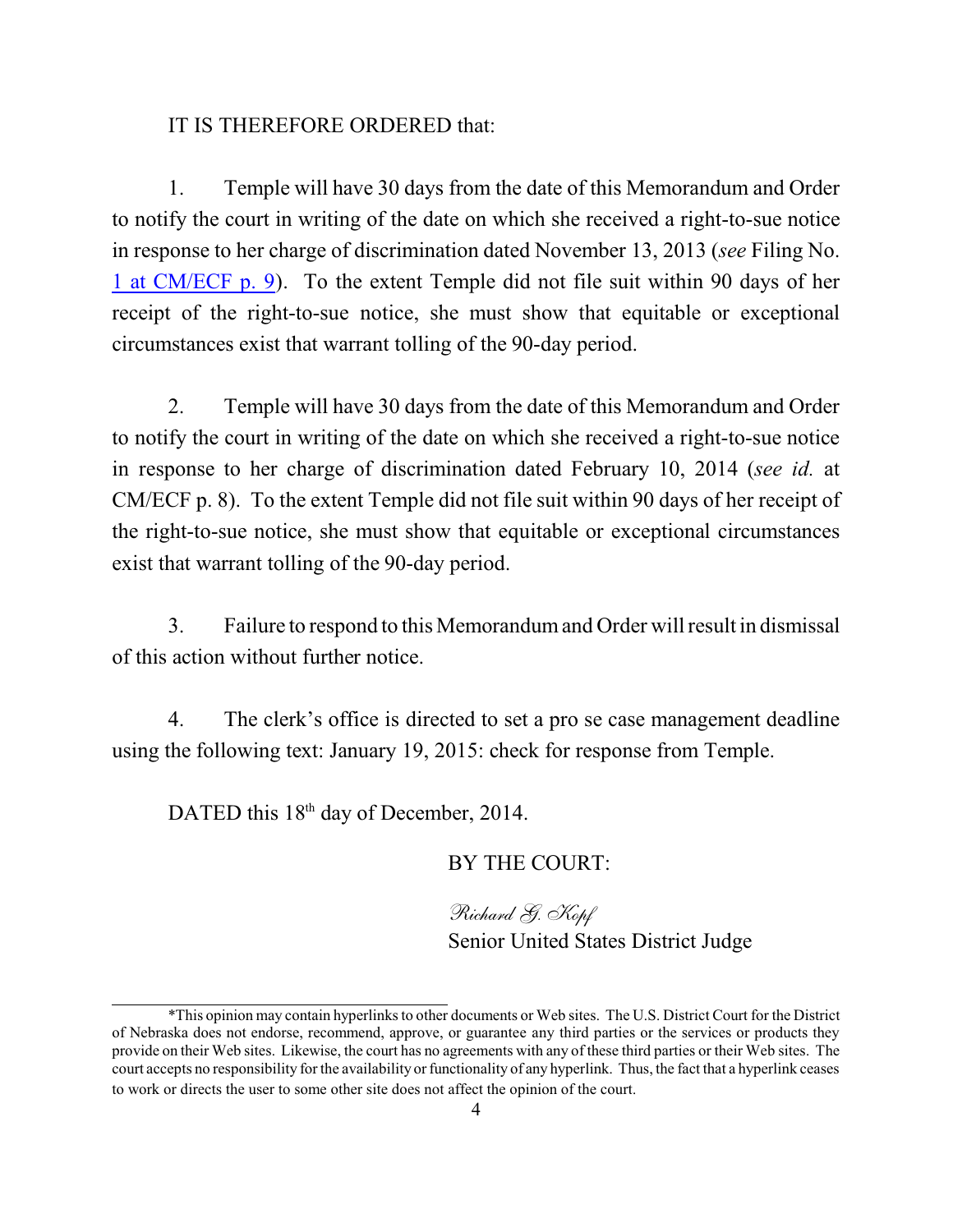IT IS THEREFORE ORDERED that:

1. Temple will have 30 days from the date of this Memorandum and Order to notify the court in writing of the date on which she received a right-to-sue notice in response to her charge of discrimination dated November 13, 2013 (*see* Filing No. 1 at CM/ECF p. 9). To the extent Temple did not file suit within 90 days of her receipt of the right-to-sue notice, she must show that equitable or exceptional circumstances exist that warrant tolling of the 90-day period.

2. Temple will have 30 days from the date of this Memorandum and Order to notify the court in writing of the date on which she received a right-to-sue notice in response to her charge of discrimination dated February 10, 2014 (*see id.* at CM/ECF p. 8). To the extent Temple did not file suit within 90 days of her receipt of the right-to-sue notice, she must show that equitable or exceptional circumstances exist that warrant tolling of the 90-day period.

3. Failure to respond to this Memorandum and Order will result in dismissal of this action without further notice.

4. The clerk's office is directed to set a pro se case management deadline using the following text: January 19, 2015: check for response from Temple.

DATED this 18th day of December, 2014.

BY THE COURT:

*Richard G. Kopf*
Senior United States District Judge

---

*This opinion may contain hyperlinks to other documents or Web sites. The U.S. District Court for the District of Nebraska does not endorse, recommend, approve, or guarantee any third parties or the services or products they provide on their Web sites. Likewise, the court has no agreements with any of these third parties or their Web sites. The court accepts no responsibility for the availability or functionality of any hyperlink. Thus, the fact that a hyperlink ceases to work or directs the user to some other site does not affect the opinion of the court.